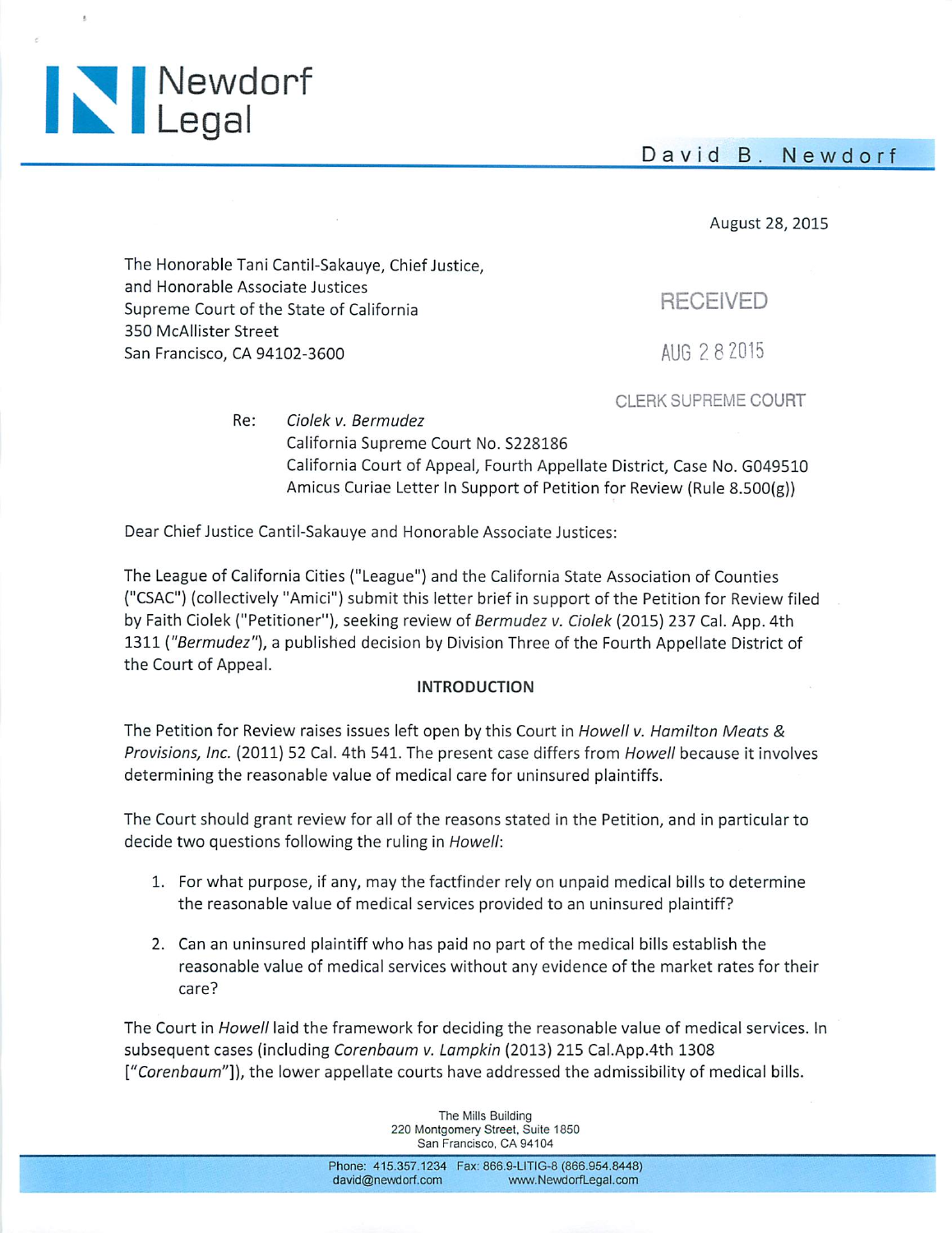# Newdorf Legal

David B. Newdorf

August 28, 2015

The Honorable Tani Cantil-Sakauye, Chief Justice,
and Honorable Associate Justices
Supreme Court of the State of California
350 McAllister Street
San Francisco, CA 94102-3600

RECEIVED

AUG 28 2015

CLERK SUPREME COURT

Re: *Ciolek v. Bermudez*
California Supreme Court No. S228186
California Court of Appeal, Fourth Appellate District, Case No. G049510
Amicus Curiae Letter In Support of Petition for Review (Rule 8.500(g))

Dear Chief Justice Cantil-Sakauye and Honorable Associate Justices:

The League of California Cities ("League") and the California State Association of Counties ("CSAC") (collectively "Amici") submit this letter brief in support of the Petition for Review filed by Faith Ciolek ("Petitioner"), seeking review of *Bermudez v. Ciolek* (2015) 237 Cal. App. 4th 1311 (*"Bermudez"*), a published decision by Division Three of the Fourth Appellate District of the Court of Appeal.

**INTRODUCTION**

The Petition for Review raises issues left open by this Court in *Howell v. Hamilton Meats & Provisions, Inc.* (2011) 52 Cal. 4th 541. The present case differs from *Howell* because it involves determining the reasonable value of medical care for uninsured plaintiffs.

The Court should grant review for all of the reasons stated in the Petition, and in particular to decide two questions following the ruling in *Howell*:

1. For what purpose, if any, may the factfinder rely on unpaid medical bills to determine the reasonable value of medical services provided to an uninsured plaintiff?

2. Can an uninsured plaintiff who has paid no part of the medical bills establish the reasonable value of medical services without any evidence of the market rates for their care?

The Court in *Howell* laid the framework for deciding the reasonable value of medical services. In subsequent cases (including *Corenbaum v. Lampkin* (2013) 215 Cal.App.4th 1308 [*"Corenbaum"*]), the lower appellate courts have addressed the admissibility of medical bills.

The Mills Building
220 Montgomery Street, Suite 1850
San Francisco, CA 94104

Phone: 415.357.1234 Fax: 866.9-LITIG-8 (866.954.8448)
david@newdorf.com www.NewdorfLegal.com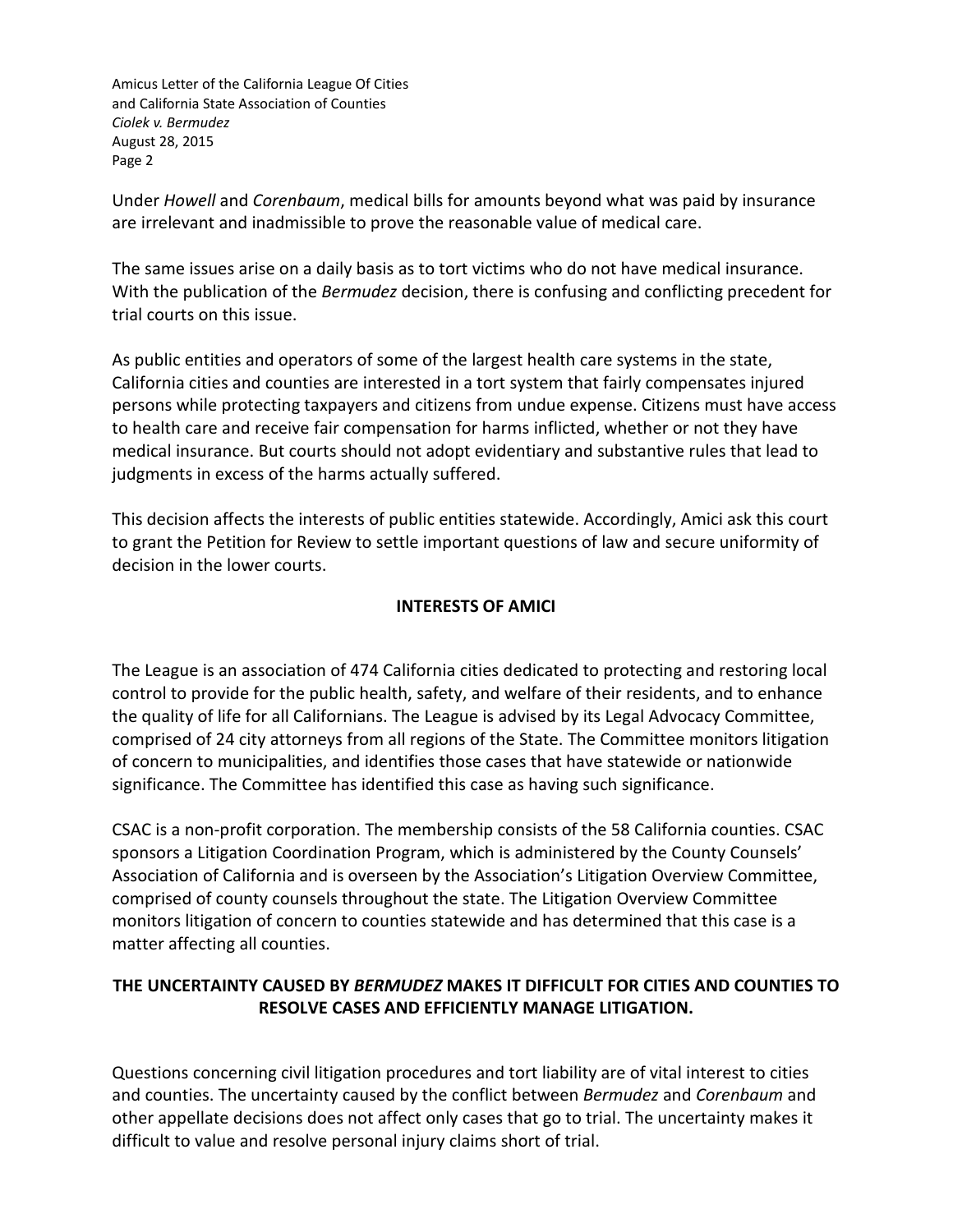Under *Howell* and *Corenbaum*, medical bills for amounts beyond what was paid by insurance are irrelevant and inadmissible to prove the reasonable value of medical care.

The same issues arise on a daily basis as to tort victims who do not have medical insurance. With the publication of the *Bermudez* decision, there is confusing and conflicting precedent for trial courts on this issue.

As public entities and operators of some of the largest health care systems in the state, California cities and counties are interested in a tort system that fairly compensates injured persons while protecting taxpayers and citizens from undue expense. Citizens must have access to health care and receive fair compensation for harms inflicted, whether or not they have medical insurance. But courts should not adopt evidentiary and substantive rules that lead to judgments in excess of the harms actually suffered.

This decision affects the interests of public entities statewide. Accordingly, Amici ask this court to grant the Petition for Review to settle important questions of law and secure uniformity of decision in the lower courts.

## INTERESTS OF AMICI

The League is an association of 474 California cities dedicated to protecting and restoring local control to provide for the public health, safety, and welfare of their residents, and to enhance the quality of life for all Californians. The League is advised by its Legal Advocacy Committee, comprised of 24 city attorneys from all regions of the State. The Committee monitors litigation of concern to municipalities, and identifies those cases that have statewide or nationwide significance. The Committee has identified this case as having such significance.

CSAC is a non-profit corporation. The membership consists of the 58 California counties. CSAC sponsors a Litigation Coordination Program, which is administered by the County Counsels' Association of California and is overseen by the Association's Litigation Overview Committee, comprised of county counsels throughout the state. The Litigation Overview Committee monitors litigation of concern to counties statewide and has determined that this case is a matter affecting all counties.

## THE UNCERTAINTY CAUSED BY *BERMUDEZ* MAKES IT DIFFICULT FOR CITIES AND COUNTIES TO RESOLVE CASES AND EFFICIENTLY MANAGE LITIGATION.

Questions concerning civil litigation procedures and tort liability are of vital interest to cities and counties. The uncertainty caused by the conflict between *Bermudez* and *Corenbaum* and other appellate decisions does not affect only cases that go to trial. The uncertainty makes it difficult to value and resolve personal injury claims short of trial.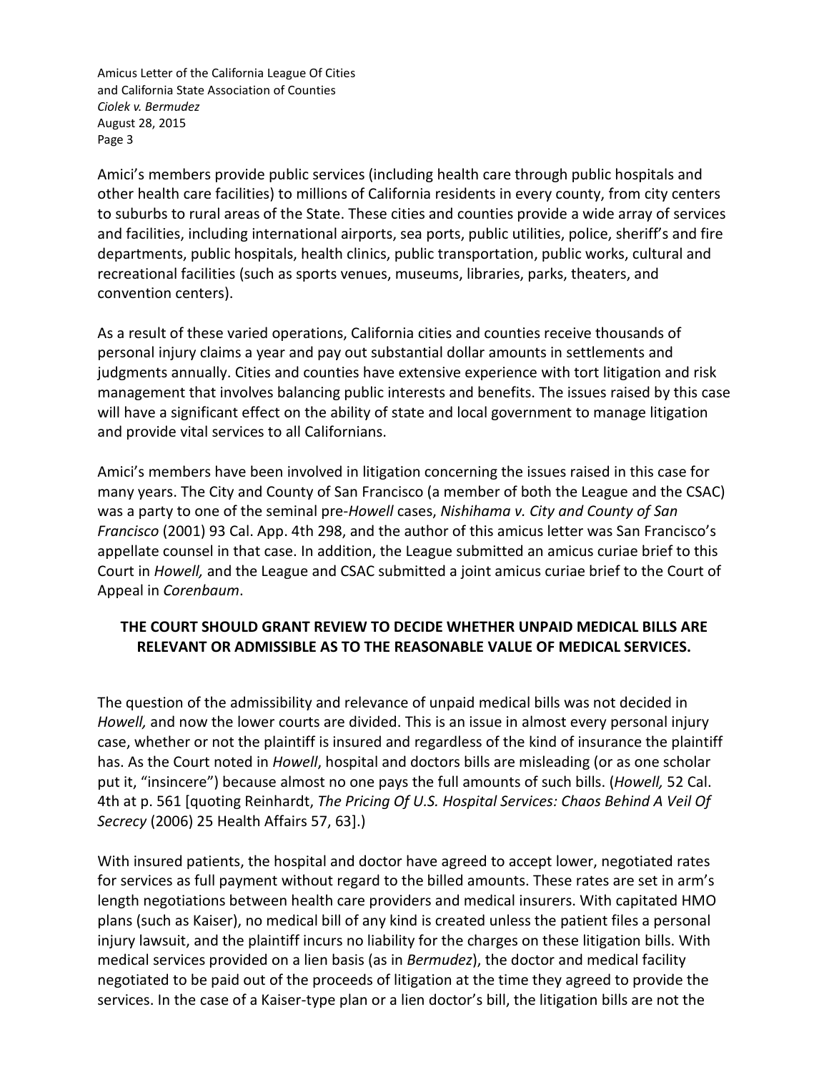Amici's members provide public services (including health care through public hospitals and other health care facilities) to millions of California residents in every county, from city centers to suburbs to rural areas of the State. These cities and counties provide a wide array of services and facilities, including international airports, sea ports, public utilities, police, sheriff's and fire departments, public hospitals, health clinics, public transportation, public works, cultural and recreational facilities (such as sports venues, museums, libraries, parks, theaters, and convention centers).

As a result of these varied operations, California cities and counties receive thousands of personal injury claims a year and pay out substantial dollar amounts in settlements and judgments annually. Cities and counties have extensive experience with tort litigation and risk management that involves balancing public interests and benefits. The issues raised by this case will have a significant effect on the ability of state and local government to manage litigation and provide vital services to all Californians.

Amici's members have been involved in litigation concerning the issues raised in this case for many years. The City and County of San Francisco (a member of both the League and the CSAC) was a party to one of the seminal pre-*Howell* cases, *Nishihama v. City and County of San Francisco* (2001) 93 Cal. App. 4th 298, and the author of this amicus letter was San Francisco's appellate counsel in that case. In addition, the League submitted an amicus curiae brief to this Court in *Howell,* and the League and CSAC submitted a joint amicus curiae brief to the Court of Appeal in *Corenbaum*.

**THE COURT SHOULD GRANT REVIEW TO DECIDE WHETHER UNPAID MEDICAL BILLS ARE RELEVANT OR ADMISSIBLE AS TO THE REASONABLE VALUE OF MEDICAL SERVICES.**

The question of the admissibility and relevance of unpaid medical bills was not decided in *Howell,* and now the lower courts are divided. This is an issue in almost every personal injury case, whether or not the plaintiff is insured and regardless of the kind of insurance the plaintiff has. As the Court noted in *Howell*, hospital and doctors bills are misleading (or as one scholar put it, "insincere") because almost no one pays the full amounts of such bills. (*Howell,* 52 Cal. 4th at p. 561 [quoting Reinhardt, *The Pricing Of U.S. Hospital Services: Chaos Behind A Veil Of Secrecy* (2006) 25 Health Affairs 57, 63].)

With insured patients, the hospital and doctor have agreed to accept lower, negotiated rates for services as full payment without regard to the billed amounts. These rates are set in arm's length negotiations between health care providers and medical insurers. With capitated HMO plans (such as Kaiser), no medical bill of any kind is created unless the patient files a personal injury lawsuit, and the plaintiff incurs no liability for the charges on these litigation bills. With medical services provided on a lien basis (as in *Bermudez*), the doctor and medical facility negotiated to be paid out of the proceeds of litigation at the time they agreed to provide the services. In the case of a Kaiser-type plan or a lien doctor's bill, the litigation bills are not the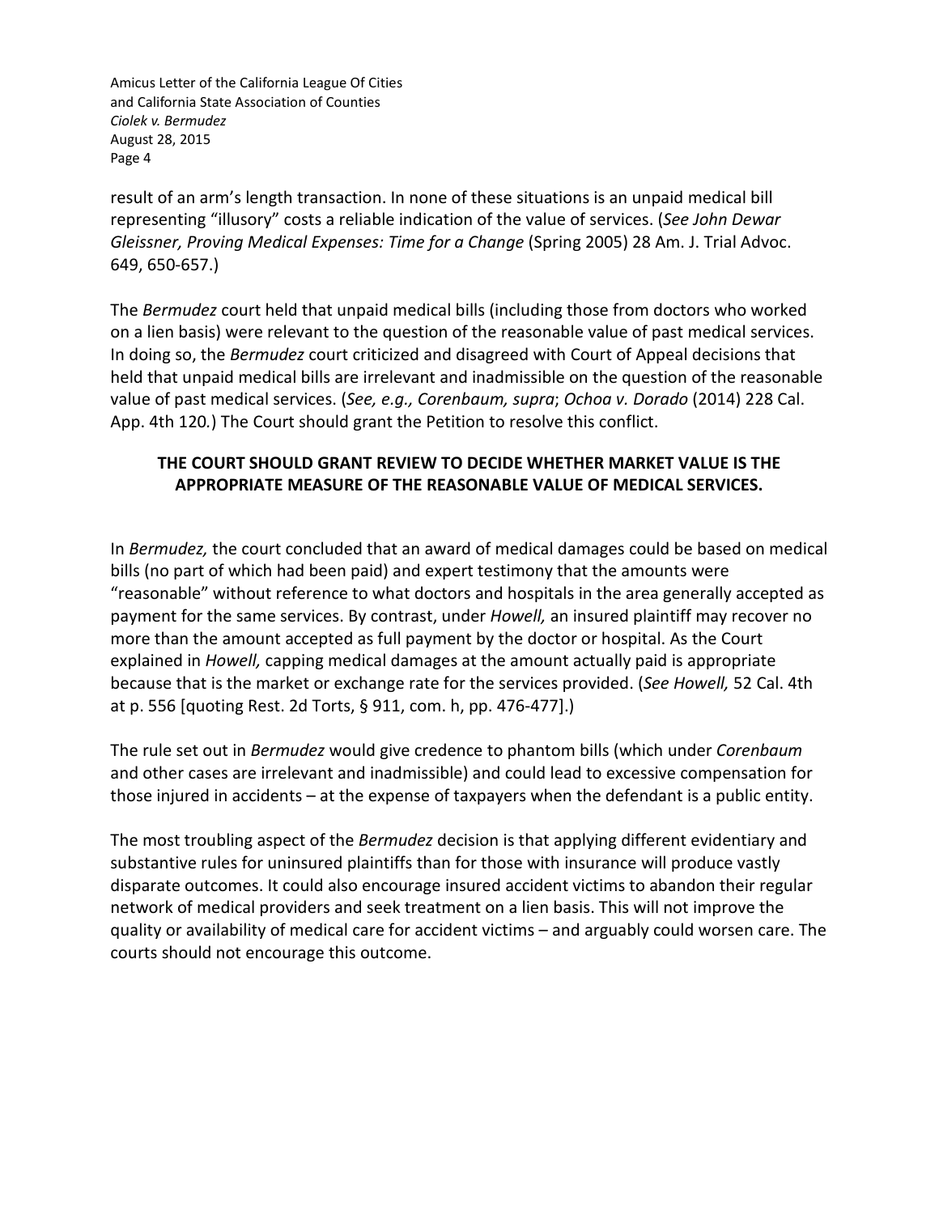result of an arm's length transaction. In none of these situations is an unpaid medical bill representing "illusory" costs a reliable indication of the value of services. (*See John Dewar Gleissner, Proving Medical Expenses: Time for a Change* (Spring 2005) 28 Am. J. Trial Advoc. 649, 650-657.)

The *Bermudez* court held that unpaid medical bills (including those from doctors who worked on a lien basis) were relevant to the question of the reasonable value of past medical services. In doing so, the *Bermudez* court criticized and disagreed with Court of Appeal decisions that held that unpaid medical bills are irrelevant and inadmissible on the question of the reasonable value of past medical services. (*See, e.g., Corenbaum, supra*; *Ochoa v. Dorado* (2014) 228 Cal. App. 4th 120.) The Court should grant the Petition to resolve this conflict.

**THE COURT SHOULD GRANT REVIEW TO DECIDE WHETHER MARKET VALUE IS THE APPROPRIATE MEASURE OF THE REASONABLE VALUE OF MEDICAL SERVICES.**

In *Bermudez,* the court concluded that an award of medical damages could be based on medical bills (no part of which had been paid) and expert testimony that the amounts were "reasonable" without reference to what doctors and hospitals in the area generally accepted as payment for the same services. By contrast, under *Howell,* an insured plaintiff may recover no more than the amount accepted as full payment by the doctor or hospital. As the Court explained in *Howell,* capping medical damages at the amount actually paid is appropriate because that is the market or exchange rate for the services provided. (*See Howell,* 52 Cal. 4th at p. 556 [quoting Rest. 2d Torts, § 911, com. h, pp. 476-477].)

The rule set out in *Bermudez* would give credence to phantom bills (which under *Corenbaum* and other cases are irrelevant and inadmissible) and could lead to excessive compensation for those injured in accidents – at the expense of taxpayers when the defendant is a public entity.

The most troubling aspect of the *Bermudez* decision is that applying different evidentiary and substantive rules for uninsured plaintiffs than for those with insurance will produce vastly disparate outcomes. It could also encourage insured accident victims to abandon their regular network of medical providers and seek treatment on a lien basis. This will not improve the quality or availability of medical care for accident victims – and arguably could worsen care. The courts should not encourage this outcome.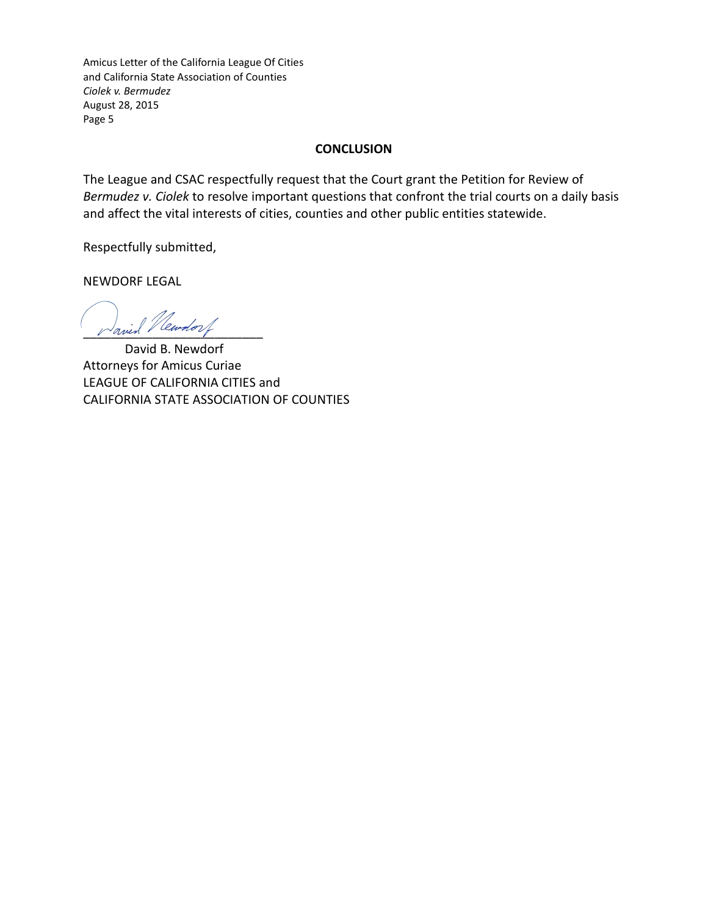## CONCLUSION

The League and CSAC respectfully request that the Court grant the Petition for Review of *Bermudez v. Ciolek* to resolve important questions that confront the trial courts on a daily basis and affect the vital interests of cities, counties and other public entities statewide.

Respectfully submitted,

NEWDORF LEGAL

\_\_\_\_\_\_\_\_\_\_\_\_\_\_\_\_\_\_\_\_\_\_\_\_\_\_

David B. Newdorf
Attorneys for Amicus Curiae
LEAGUE OF CALIFORNIA CITIES and
CALIFORNIA STATE ASSOCIATION OF COUNTIES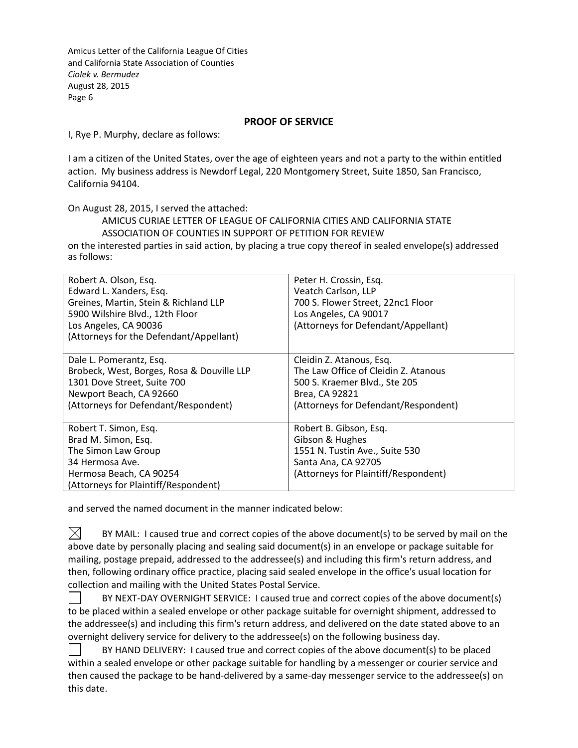## PROOF OF SERVICE

I, Rye P. Murphy, declare as follows:

I am a citizen of the United States, over the age of eighteen years and not a party to the within entitled action. My business address is Newdorf Legal, 220 Montgomery Street, Suite 1850, San Francisco, California 94104.

On August 28, 2015, I served the attached:

AMICUS CURIAE LETTER OF LEAGUE OF CALIFORNIA CITIES AND CALIFORNIA STATE ASSOCIATION OF COUNTIES IN SUPPORT OF PETITION FOR REVIEW

on the interested parties in said action, by placing a true copy thereof in sealed envelope(s) addressed as follows:

| | |
|---|---|
| Robert A. Olson, Esq.<br>Edward L. Xanders, Esq.<br>Greines, Martin, Stein & Richland LLP<br>5900 Wilshire Blvd., 12th Floor<br>Los Angeles, CA 90036<br>(Attorneys for the Defendant/Appellant) | Peter H. Crossin, Esq.<br>Veatch Carlson, LLP<br>700 S. Flower Street, 22nc1 Floor<br>Los Angeles, CA 90017<br>(Attorneys for Defendant/Appellant) |
| Dale L. Pomerantz, Esq.<br>Brobeck, West, Borges, Rosa & Douville LLP<br>1301 Dove Street, Suite 700<br>Newport Beach, CA 92660<br>(Attorneys for Defendant/Respondent) | Cleidin Z. Atanous, Esq.<br>The Law Office of Cleidin Z. Atanous<br>500 S. Kraemer Blvd., Ste 205<br>Brea, CA 92821<br>(Attorneys for Defendant/Respondent) |
| Robert T. Simon, Esq.<br>Brad M. Simon, Esq.<br>The Simon Law Group<br>34 Hermosa Ave.<br>Hermosa Beach, CA 90254<br>(Attorneys for Plaintiff/Respondent) | Robert B. Gibson, Esq.<br>Gibson & Hughes<br>1551 N. Tustin Ave., Suite 530<br>Santa Ana, CA 92705<br>(Attorneys for Plaintiff/Respondent) |

and served the named document in the manner indicated below:

☒ BY MAIL: I caused true and correct copies of the above document(s) to be served by mail on the above date by personally placing and sealing said document(s) in an envelope or package suitable for mailing, postage prepaid, addressed to the addressee(s) and including this firm's return address, and then, following ordinary office practice, placing said sealed envelope in the office's usual location for collection and mailing with the United States Postal Service.

☐ BY NEXT-DAY OVERNIGHT SERVICE: I caused true and correct copies of the above document(s) to be placed within a sealed envelope or other package suitable for overnight shipment, addressed to the addressee(s) and including this firm's return address, and delivered on the date stated above to an overnight delivery service for delivery to the addressee(s) on the following business day.

☐ BY HAND DELIVERY: I caused true and correct copies of the above document(s) to be placed within a sealed envelope or other package suitable for handling by a messenger or courier service and then caused the package to be hand-delivered by a same-day messenger service to the addressee(s) on this date.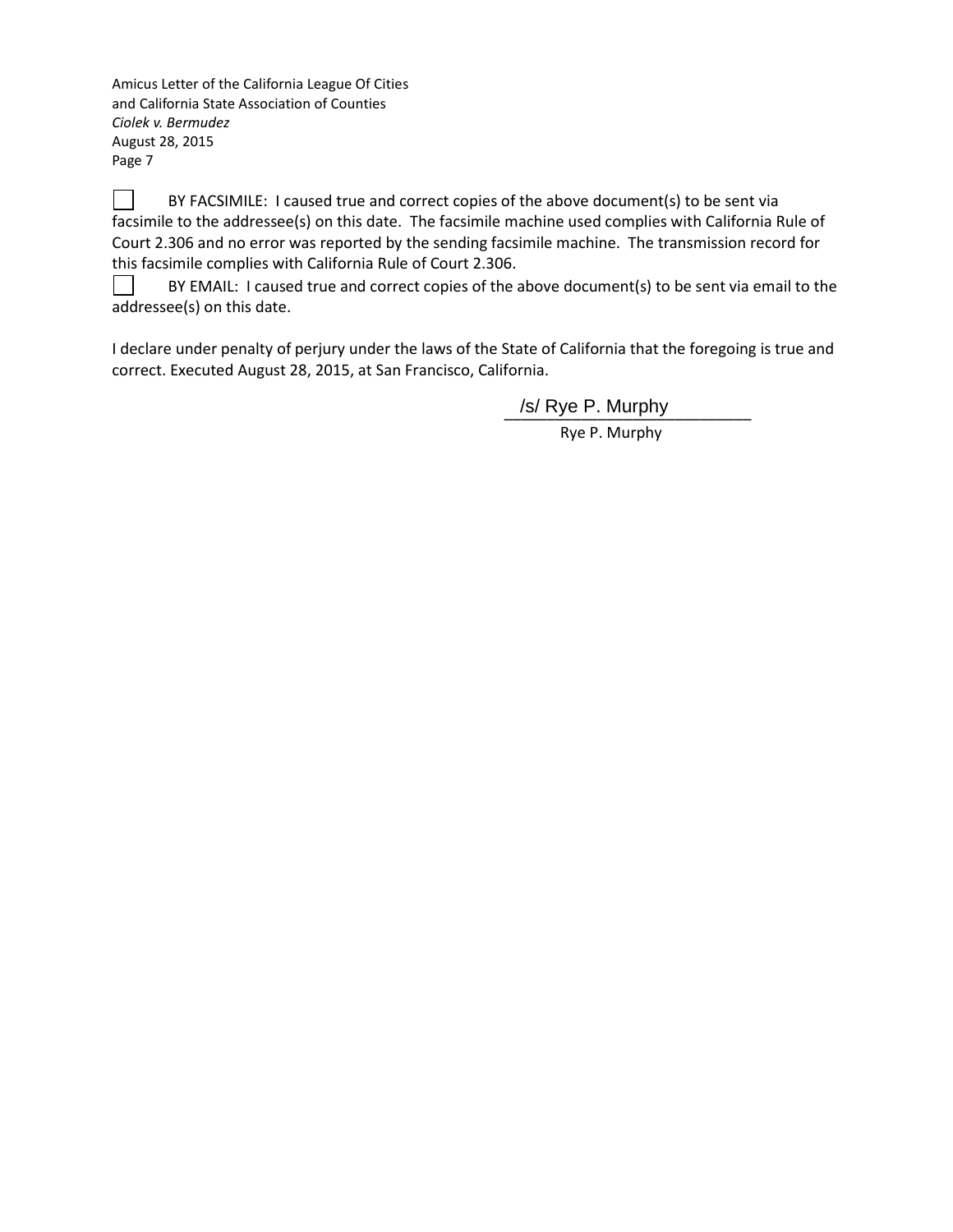☐ BY FACSIMILE: I caused true and correct copies of the above document(s) to be sent via facsimile to the addressee(s) on this date. The facsimile machine used complies with California Rule of Court 2.306 and no error was reported by the sending facsimile machine. The transmission record for this facsimile complies with California Rule of Court 2.306.

☐ BY EMAIL: I caused true and correct copies of the above document(s) to be sent via email to the addressee(s) on this date.

I declare under penalty of perjury under the laws of the State of California that the foregoing is true and correct. Executed August 28, 2015, at San Francisco, California.

/s/ Rye P. Murphy

Rye P. Murphy